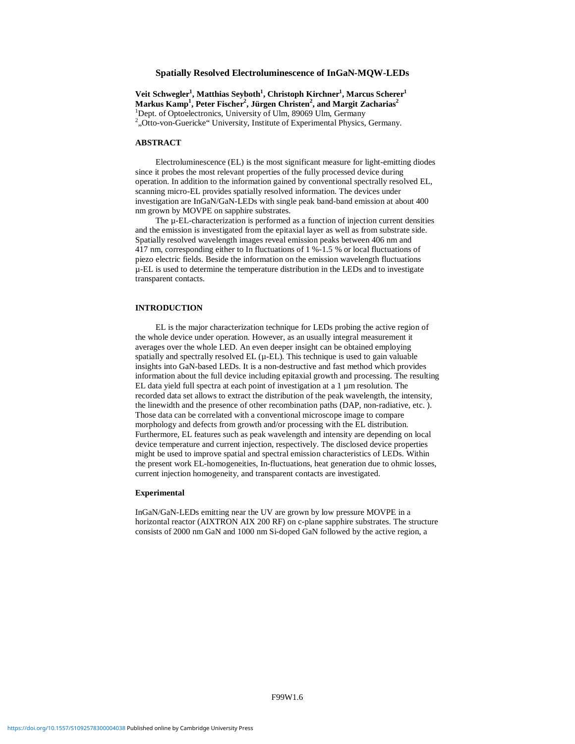# Spatially Resolved Electroluminescence of InGaN-MQW-LEDs

**Veit Schwegler[1], Matthias Seyboth[1], Christoph Kirchner[1], Marcus Scherer[1] Markus Kamp[1], Peter Fischer[2], Jürgen Christen[2], and Margit Zacharias[2]**

[1]Dept. of Optoelectronics, University of Ulm, 89069 Ulm, Germany

[2]„Otto-von-Guericke" University, Institute of Experimental Physics, Germany.

## ABSTRACT

Electroluminescence (EL) is the most significant measure for light-emitting diodes since it probes the most relevant properties of the fully processed device during operation. In addition to the information gained by conventional spectrally resolved EL, scanning micro-EL provides spatially resolved information. The devices under investigation are InGaN/GaN-LEDs with single peak band-band emission at about 400 nm grown by MOVPE on sapphire substrates.

The µ-EL-characterization is performed as a function of injection current densities and the emission is investigated from the epitaxial layer as well as from substrate side. Spatially resolved wavelength images reveal emission peaks between 406 nm and 417 nm, corresponding either to In fluctuations of 1 %-1.5 % or local fluctuations of piezo electric fields. Beside the information on the emission wavelength fluctuations µ-EL is used to determine the temperature distribution in the LEDs and to investigate transparent contacts.

## INTRODUCTION

EL is the major characterization technique for LEDs probing the active region of the whole device under operation. However, as an usually integral measurement it averages over the whole LED. An even deeper insight can be obtained employing spatially and spectrally resolved EL (µ-EL). This technique is used to gain valuable insights into GaN-based LEDs. It is a non-destructive and fast method which provides information about the full device including epitaxial growth and processing. The resulting EL data yield full spectra at each point of investigation at a 1 µm resolution. The recorded data set allows to extract the distribution of the peak wavelength, the intensity, the linewidth and the presence of other recombination paths (DAP, non-radiative, etc. ). Those data can be correlated with a conventional microscope image to compare morphology and defects from growth and/or processing with the EL distribution. Furthermore, EL features such as peak wavelength and intensity are depending on local device temperature and current injection, respectively. The disclosed device properties might be used to improve spatial and spectral emission characteristics of LEDs. Within the present work EL-homogeneities, In-fluctuations, heat generation due to ohmic losses, current injection homogeneity, and transparent contacts are investigated.

### Experimental

InGaN/GaN-LEDs emitting near the UV are grown by low pressure MOVPE in a horizontal reactor (AIXTRON AIX 200 RF) on c-plane sapphire substrates. The structure consists of 2000 nm GaN and 1000 nm Si-doped GaN followed by the active region, a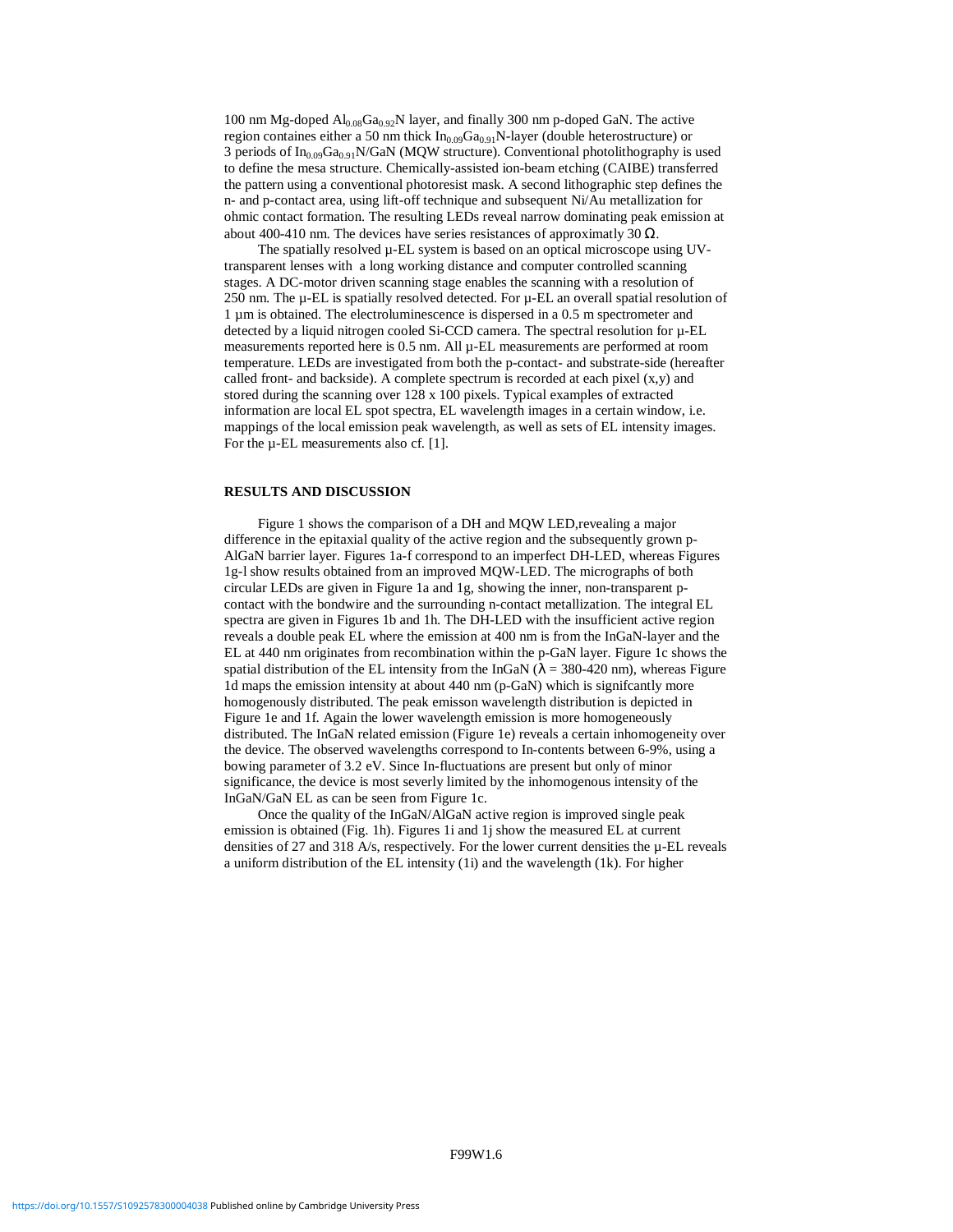100 nm Mg-doped $Al_{0.08}Ga_{0.92}N$ layer, and finally 300 nm p-doped GaN. The active region containes either a 50 nm thick $In_{0.09}Ga_{0.91}N$-layer (double heterostructure) or 3 periods of $In_{0.09}Ga_{0.91}N$/GaN (MQW structure). Conventional photolithography is used to define the mesa structure. Chemically-assisted ion-beam etching (CAIBE) transferred the pattern using a conventional photoresist mask. A second lithographic step defines the n- and p-contact area, using lift-off technique and subsequent Ni/Au metallization for ohmic contact formation. The resulting LEDs reveal narrow dominating peak emission at about 400-410 nm. The devices have series resistances of approximatly 30 Ω.

The spatially resolved μ-EL system is based on an optical microscope using UV-transparent lenses with a long working distance and computer controlled scanning stages. A DC-motor driven scanning stage enables the scanning with a resolution of 250 nm. The μ-EL is spatially resolved detected. For μ-EL an overall spatial resolution of 1 μm is obtained. The electroluminescence is dispersed in a 0.5 m spectrometer and detected by a liquid nitrogen cooled Si-CCD camera. The spectral resolution for μ-EL measurements reported here is 0.5 nm. All μ-EL measurements are performed at room temperature. LEDs are investigated from both the p-contact- and substrate-side (hereafter called front- and backside). A complete spectrum is recorded at each pixel (x,y) and stored during the scanning over 128 x 100 pixels. Typical examples of extracted information are local EL spot spectra, EL wavelength images in a certain window, i.e. mappings of the local emission peak wavelength, as well as sets of EL intensity images. For the μ-EL measurements also cf. [1].

## RESULTS AND DISCUSSION

Figure 1 shows the comparison of a DH and MQW LED,revealing a major difference in the epitaxial quality of the active region and the subsequently grown p-AlGaN barrier layer. Figures 1a-f correspond to an imperfect DH-LED, whereas Figures 1g-l show results obtained from an improved MQW-LED. The micrographs of both circular LEDs are given in Figure 1a and 1g, showing the inner, non-transparent p-contact with the bondwire and the surrounding n-contact metallization. The integral EL spectra are given in Figures 1b and 1h. The DH-LED with the insufficient active region reveals a double peak EL where the emission at 400 nm is from the InGaN-layer and the EL at 440 nm originates from recombination within the p-GaN layer. Figure 1c shows the spatial distribution of the EL intensity from the InGaN ($\lambda$ = 380-420 nm), whereas Figure 1d maps the emission intensity at about 440 nm (p-GaN) which is signifcantly more homogenously distributed. The peak emisson wavelength distribution is depicted in Figure 1e and 1f. Again the lower wavelength emission is more homogeneously distributed. The InGaN related emission (Figure 1e) reveals a certain inhomogeneity over the device. The observed wavelengths correspond to In-contents between 6-9%, using a bowing parameter of 3.2 eV. Since In-fluctuations are present but only of minor significance, the device is most severly limited by the inhomogenous intensity of the InGaN/GaN EL as can be seen from Figure 1c.

Once the quality of the InGaN/AlGaN active region is improved single peak emission is obtained (Fig. 1h). Figures 1i and 1j show the measured EL at current densities of 27 and 318 A/s, respectively. For the lower current densities the μ-EL reveals a uniform distribution of the EL intensity (1i) and the wavelength (1k). For higher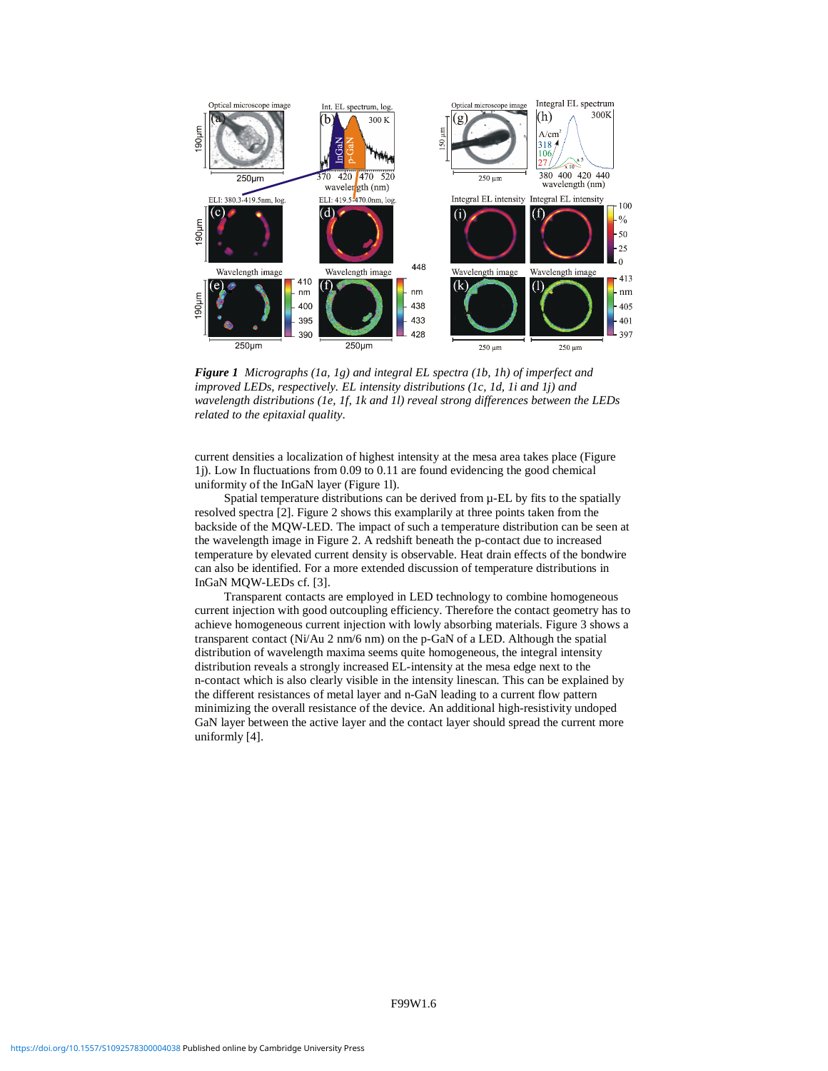***Figure 1*** *Micrographs (1a, 1g) and integral EL spectra (1b, 1h) of imperfect and improved LEDs, respectively. EL intensity distributions (1c, 1d, 1i and 1j) and wavelength distributions (1e, 1f, 1k and 1l) reveal strong differences between the LEDs related to the epitaxial quality.*

current densities a localization of highest intensity at the mesa area takes place (Figure 1j). Low In fluctuations from 0.09 to 0.11 are found evidencing the good chemical uniformity of the InGaN layer (Figure 1l).

Spatial temperature distributions can be derived from µ-EL by fits to the spatially resolved spectra [2]. Figure 2 shows this examplarily at three points taken from the backside of the MQW-LED. The impact of such a temperature distribution can be seen at the wavelength image in Figure 2. A redshift beneath the p-contact due to increased temperature by elevated current density is observable. Heat drain effects of the bondwire can also be identified. For a more extended discussion of temperature distributions in InGaN MQW-LEDs cf. [3].

Transparent contacts are employed in LED technology to combine homogeneous current injection with good outcoupling efficiency. Therefore the contact geometry has to achieve homogeneous current injection with lowly absorbing materials. Figure 3 shows a transparent contact (Ni/Au 2 nm/6 nm) on the p-GaN of a LED. Although the spatial distribution of wavelength maxima seems quite homogeneous, the integral intensity distribution reveals a strongly increased EL-intensity at the mesa edge next to the n-contact which is also clearly visible in the intensity linescan. This can be explained by the different resistances of metal layer and n-GaN leading to a current flow pattern minimizing the overall resistance of the device. An additional high-resistivity undoped GaN layer between the active layer and the contact layer should spread the current more uniformly [4].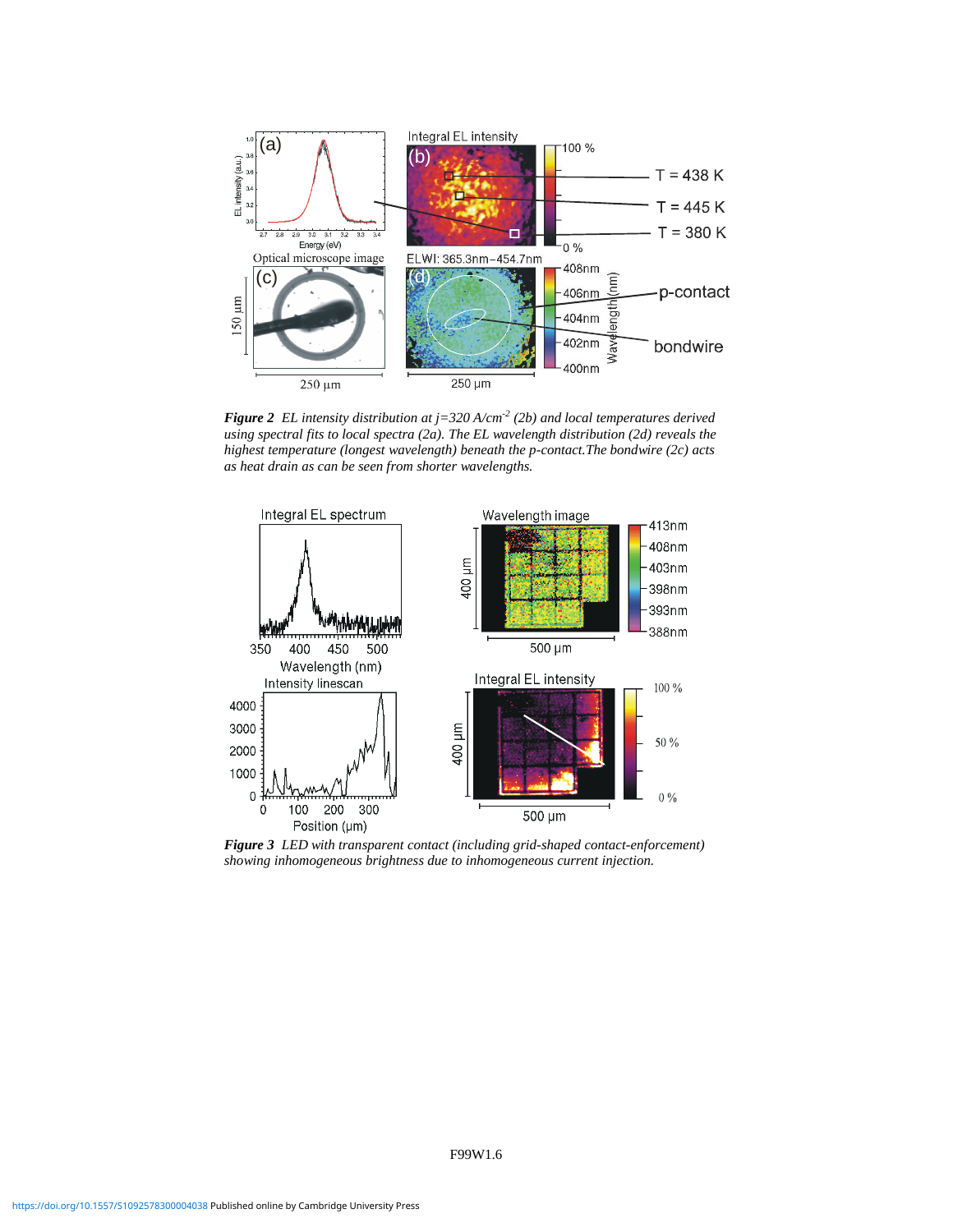***Figure 2*** *EL intensity distribution at j=320 A/cm$^{-2}$ (2b) and local temperatures derived using spectral fits to local spectra (2a). The EL wavelength distribution (2d) reveals the highest temperature (longest wavelength) beneath the p-contact.The bondwire (2c) acts as heat drain as can be seen from shorter wavelengths.*

***Figure 3*** *LED with transparent contact (including grid-shaped contact-enforcement) showing inhomogeneous brightness due to inhomogeneous current injection.*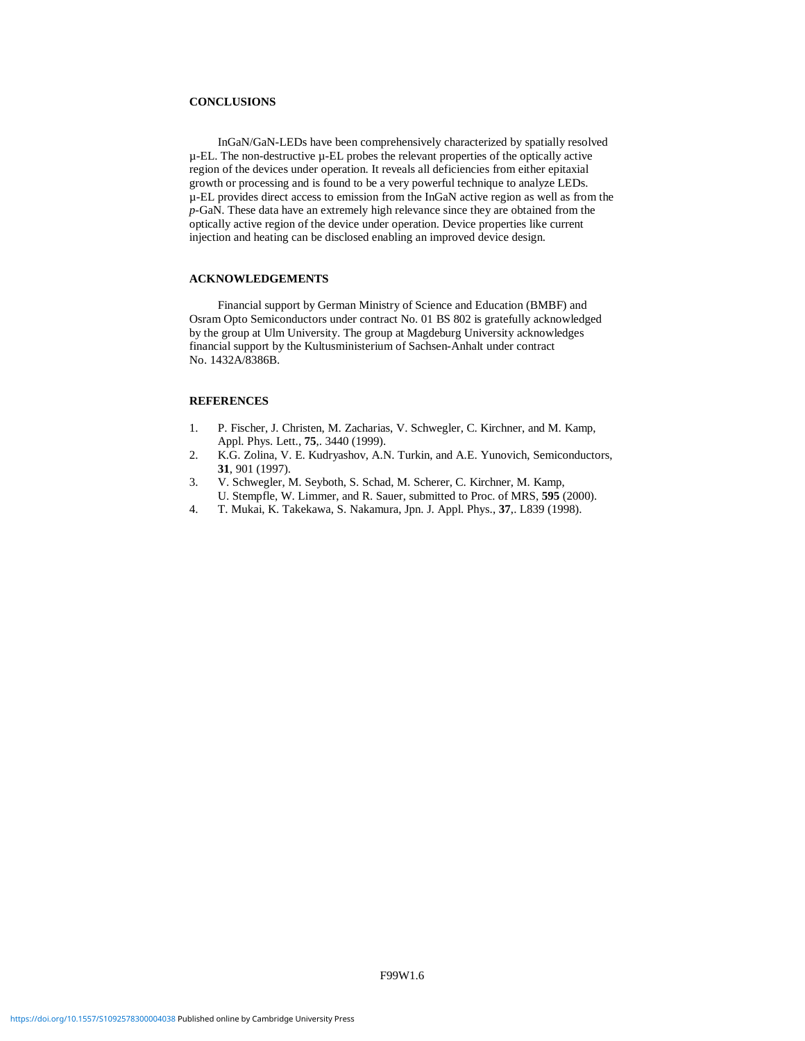## CONCLUSIONS

InGaN/GaN-LEDs have been comprehensively characterized by spatially resolved µ-EL. The non-destructive µ-EL probes the relevant properties of the optically active region of the devices under operation. It reveals all deficiencies from either epitaxial growth or processing and is found to be a very powerful technique to analyze LEDs. µ-EL provides direct access to emission from the InGaN active region as well as from the *p*-GaN. These data have an extremely high relevance since they are obtained from the optically active region of the device under operation. Device properties like current injection and heating can be disclosed enabling an improved device design.

## ACKNOWLEDGEMENTS

Financial support by German Ministry of Science and Education (BMBF) and Osram Opto Semiconductors under contract No. 01 BS 802 is gratefully acknowledged by the group at Ulm University. The group at Magdeburg University acknowledges financial support by the Kultusministerium of Sachsen-Anhalt under contract No. 1432A/8386B.

## REFERENCES

1. P. Fischer, J. Christen, M. Zacharias, V. Schwegler, C. Kirchner, and M. Kamp, Appl. Phys. Lett., **75**,. 3440 (1999).
2. K.G. Zolina, V. E. Kudryashov, A.N. Turkin, and A.E. Yunovich, Semiconductors, **31**, 901 (1997).
3. V. Schwegler, M. Seyboth, S. Schad, M. Scherer, C. Kirchner, M. Kamp, U. Stempfle, W. Limmer, and R. Sauer, submitted to Proc. of MRS, **595** (2000).
4. T. Mukai, K. Takekawa, S. Nakamura, Jpn. J. Appl. Phys., **37**,. L839 (1998).